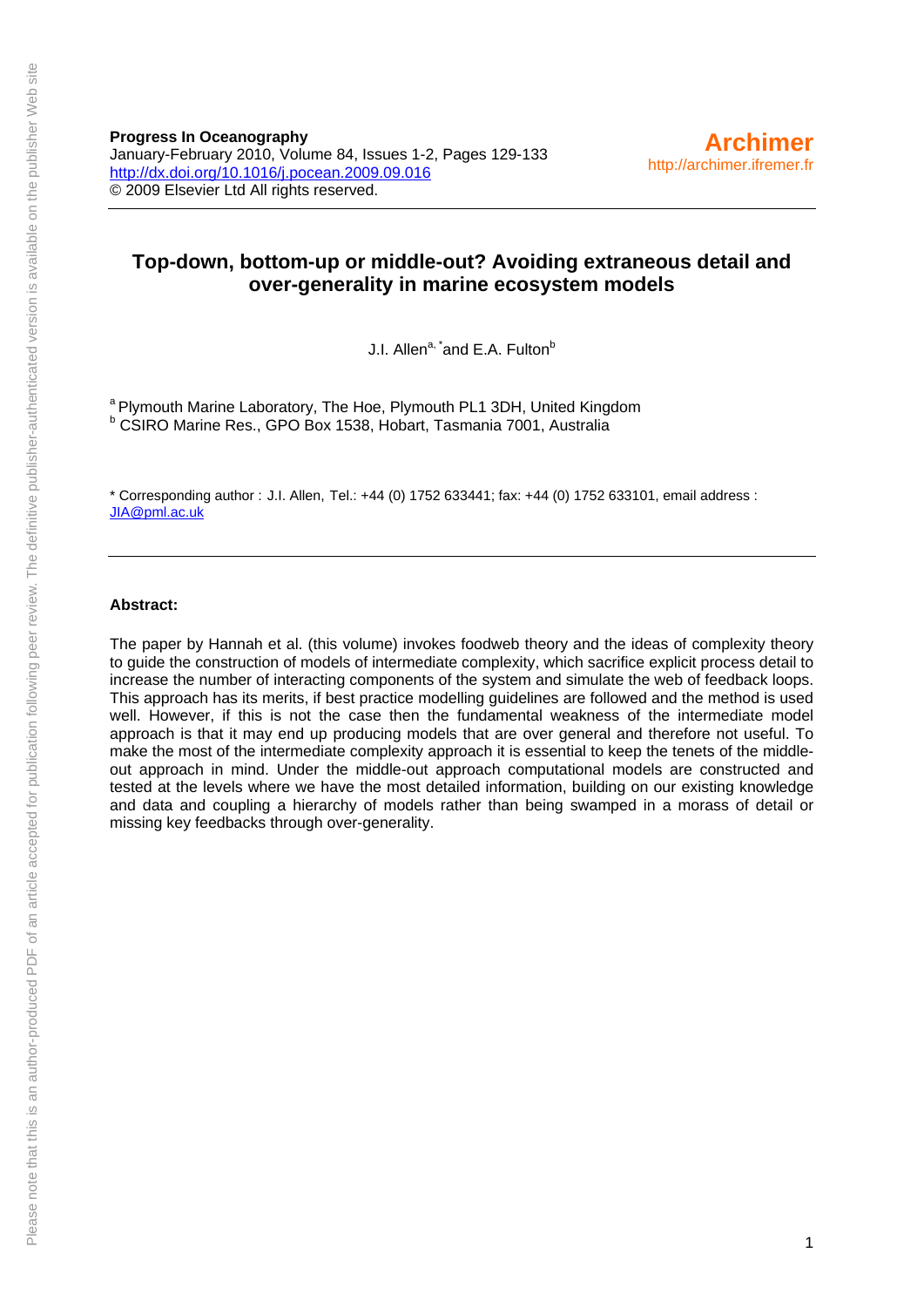**Progress In Oceanography**
January-February 2010, Volume 84, Issues 1-2, Pages 129-133
http://dx.doi.org/10.1016/j.pocean.2009.09.016
© 2009 Elsevier Ltd All rights reserved.

**Archimer**
http://archimer.ifremer.fr

# Top-down, bottom-up or middle-out? Avoiding extraneous detail and over-generality in marine ecosystem models

J.I. Allen[a, *] and E.A. Fulton[b]

[a] Plymouth Marine Laboratory, The Hoe, Plymouth PL1 3DH, United Kingdom
[b] CSIRO Marine Res., GPO Box 1538, Hobart, Tasmania 7001, Australia

* Corresponding author : J.I. Allen, Tel.: +44 (0) 1752 633441; fax: +44 (0) 1752 633101, email address : JIA@pml.ac.uk

**Abstract:**

The paper by Hannah et al. (this volume) invokes foodweb theory and the ideas of complexity theory to guide the construction of models of intermediate complexity, which sacrifice explicit process detail to increase the number of interacting components of the system and simulate the web of feedback loops. This approach has its merits, if best practice modelling guidelines are followed and the method is used well. However, if this is not the case then the fundamental weakness of the intermediate model approach is that it may end up producing models that are over general and therefore not useful. To make the most of the intermediate complexity approach it is essential to keep the tenets of the middle-out approach in mind. Under the middle-out approach computational models are constructed and tested at the levels where we have the most detailed information, building on our existing knowledge and data and coupling a hierarchy of models rather than being swamped in a morass of detail or missing key feedbacks through over-generality.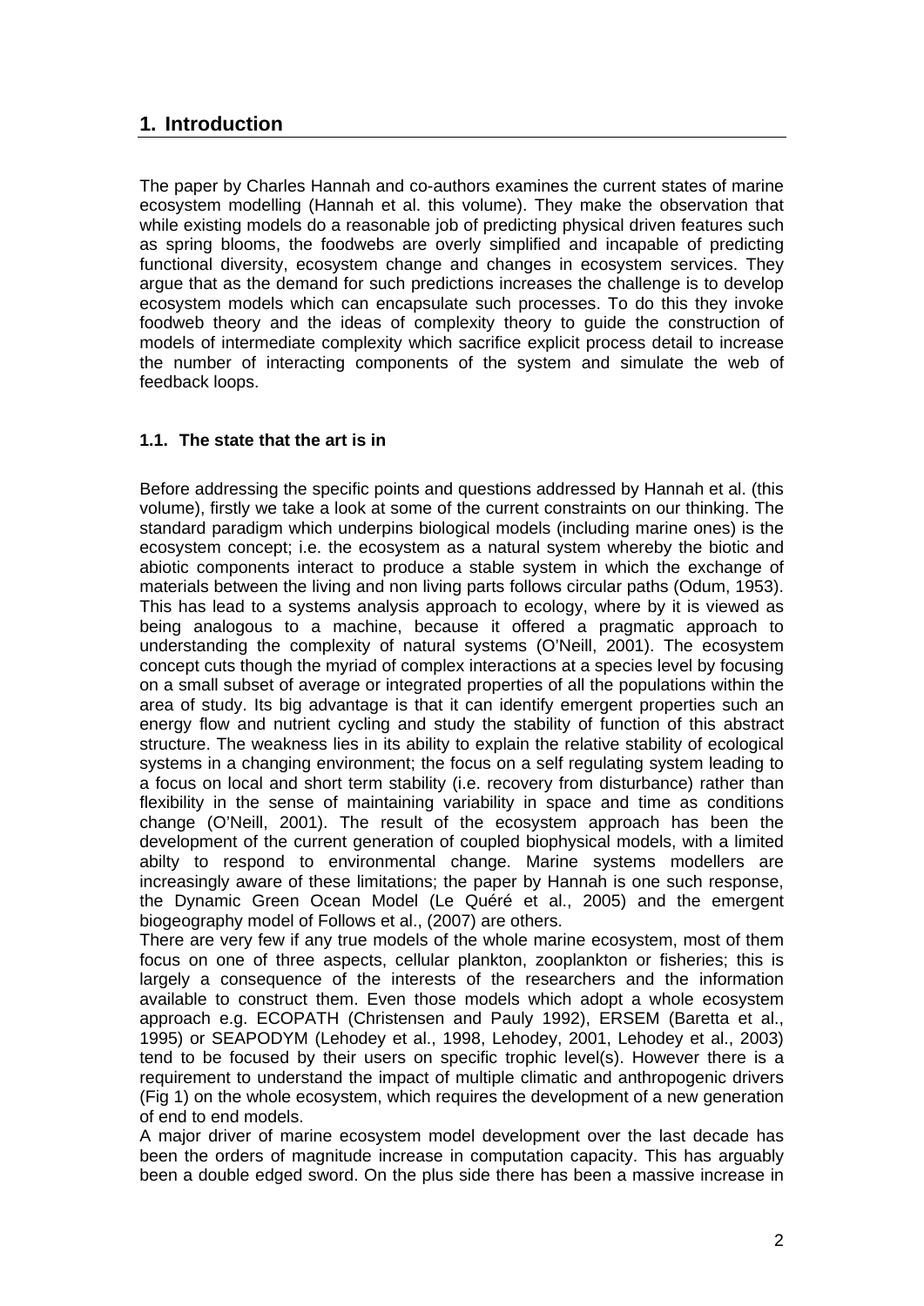## 1. Introduction

The paper by Charles Hannah and co-authors examines the current states of marine ecosystem modelling (Hannah et al. this volume). They make the observation that while existing models do a reasonable job of predicting physical driven features such as spring blooms, the foodwebs are overly simplified and incapable of predicting functional diversity, ecosystem change and changes in ecosystem services. They argue that as the demand for such predictions increases the challenge is to develop ecosystem models which can encapsulate such processes. To do this they invoke foodweb theory and the ideas of complexity theory to guide the construction of models of intermediate complexity which sacrifice explicit process detail to increase the number of interacting components of the system and simulate the web of feedback loops.

### 1.1. The state that the art is in

Before addressing the specific points and questions addressed by Hannah et al. (this volume), firstly we take a look at some of the current constraints on our thinking. The standard paradigm which underpins biological models (including marine ones) is the ecosystem concept; i.e. the ecosystem as a natural system whereby the biotic and abiotic components interact to produce a stable system in which the exchange of materials between the living and non living parts follows circular paths (Odum, 1953). This has lead to a systems analysis approach to ecology, where by it is viewed as being analogous to a machine, because it offered a pragmatic approach to understanding the complexity of natural systems (O'Neill, 2001). The ecosystem concept cuts though the myriad of complex interactions at a species level by focusing on a small subset of average or integrated properties of all the populations within the area of study. Its big advantage is that it can identify emergent properties such an energy flow and nutrient cycling and study the stability of function of this abstract structure. The weakness lies in its ability to explain the relative stability of ecological systems in a changing environment; the focus on a self regulating system leading to a focus on local and short term stability (i.e. recovery from disturbance) rather than flexibility in the sense of maintaining variability in space and time as conditions change (O'Neill, 2001). The result of the ecosystem approach has been the development of the current generation of coupled biophysical models, with a limited abilty to respond to environmental change. Marine systems modellers are increasingly aware of these limitations; the paper by Hannah is one such response, the Dynamic Green Ocean Model (Le Quéré et al., 2005) and the emergent biogeography model of Follows et al., (2007) are others.

There are very few if any true models of the whole marine ecosystem, most of them focus on one of three aspects, cellular plankton, zooplankton or fisheries; this is largely a consequence of the interests of the researchers and the information available to construct them. Even those models which adopt a whole ecosystem approach e.g. ECOPATH (Christensen and Pauly 1992), ERSEM (Baretta et al., 1995) or SEAPODYM (Lehodey et al., 1998, Lehodey, 2001, Lehodey et al., 2003) tend to be focused by their users on specific trophic level(s). However there is a requirement to understand the impact of multiple climatic and anthropogenic drivers (Fig 1) on the whole ecosystem, which requires the development of a new generation of end to end models.

A major driver of marine ecosystem model development over the last decade has been the orders of magnitude increase in computation capacity. This has arguably been a double edged sword. On the plus side there has been a massive increase in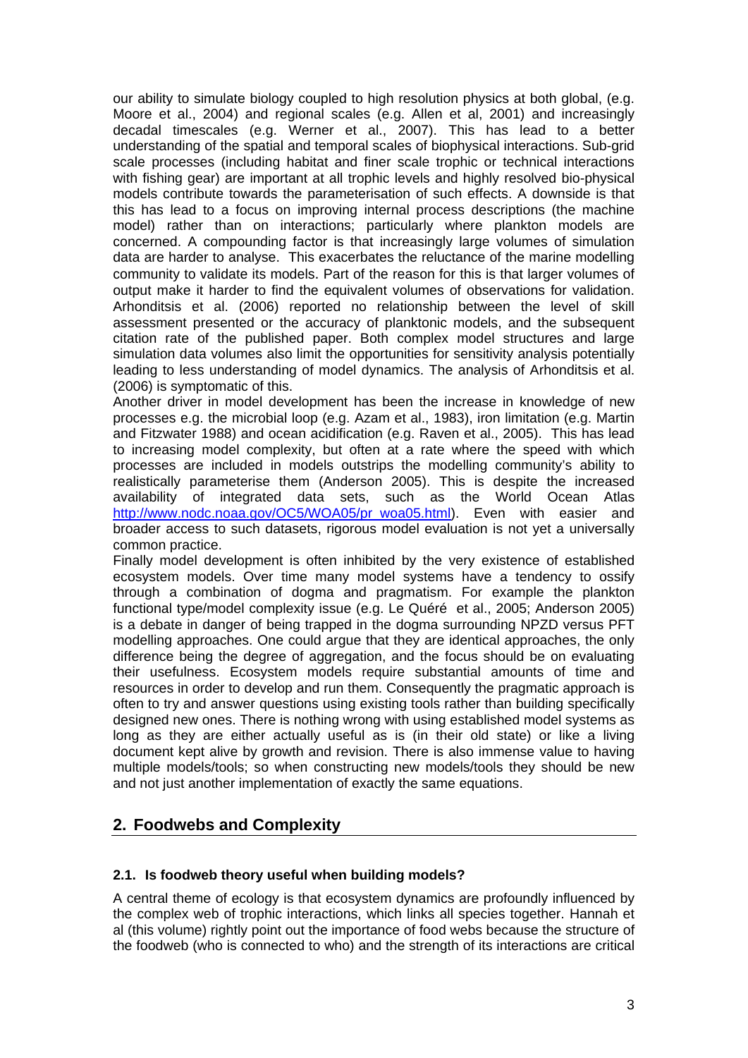our ability to simulate biology coupled to high resolution physics at both global, (e.g. Moore et al., 2004) and regional scales (e.g. Allen et al, 2001) and increasingly decadal timescales (e.g. Werner et al., 2007). This has lead to a better understanding of the spatial and temporal scales of biophysical interactions. Sub-grid scale processes (including habitat and finer scale trophic or technical interactions with fishing gear) are important at all trophic levels and highly resolved bio-physical models contribute towards the parameterisation of such effects. A downside is that this has lead to a focus on improving internal process descriptions (the machine model) rather than on interactions; particularly where plankton models are concerned. A compounding factor is that increasingly large volumes of simulation data are harder to analyse. This exacerbates the reluctance of the marine modelling community to validate its models. Part of the reason for this is that larger volumes of output make it harder to find the equivalent volumes of observations for validation. Arhonditsis et al. (2006) reported no relationship between the level of skill assessment presented or the accuracy of planktonic models, and the subsequent citation rate of the published paper. Both complex model structures and large simulation data volumes also limit the opportunities for sensitivity analysis potentially leading to less understanding of model dynamics. The analysis of Arhonditsis et al. (2006) is symptomatic of this.

Another driver in model development has been the increase in knowledge of new processes e.g. the microbial loop (e.g. Azam et al., 1983), iron limitation (e.g. Martin and Fitzwater 1988) and ocean acidification (e.g. Raven et al., 2005). This has lead to increasing model complexity, but often at a rate where the speed with which processes are included in models outstrips the modelling community's ability to realistically parameterise them (Anderson 2005). This is despite the increased availability of integrated data sets, such as the World Ocean Atlas http://www.nodc.noaa.gov/OC5/WOA05/pr_woa05.html). Even with easier and broader access to such datasets, rigorous model evaluation is not yet a universally common practice.

Finally model development is often inhibited by the very existence of established ecosystem models. Over time many model systems have a tendency to ossify through a combination of dogma and pragmatism. For example the plankton functional type/model complexity issue (e.g. Le Quéré et al., 2005; Anderson 2005) is a debate in danger of being trapped in the dogma surrounding NPZD versus PFT modelling approaches. One could argue that they are identical approaches, the only difference being the degree of aggregation, and the focus should be on evaluating their usefulness. Ecosystem models require substantial amounts of time and resources in order to develop and run them. Consequently the pragmatic approach is often to try and answer questions using existing tools rather than building specifically designed new ones. There is nothing wrong with using established model systems as long as they are either actually useful as is (in their old state) or like a living document kept alive by growth and revision. There is also immense value to having multiple models/tools; so when constructing new models/tools they should be new and not just another implementation of exactly the same equations.

## 2. Foodwebs and Complexity

### 2.1. Is foodweb theory useful when building models?

A central theme of ecology is that ecosystem dynamics are profoundly influenced by the complex web of trophic interactions, which links all species together. Hannah et al (this volume) rightly point out the importance of food webs because the structure of the foodweb (who is connected to who) and the strength of its interactions are critical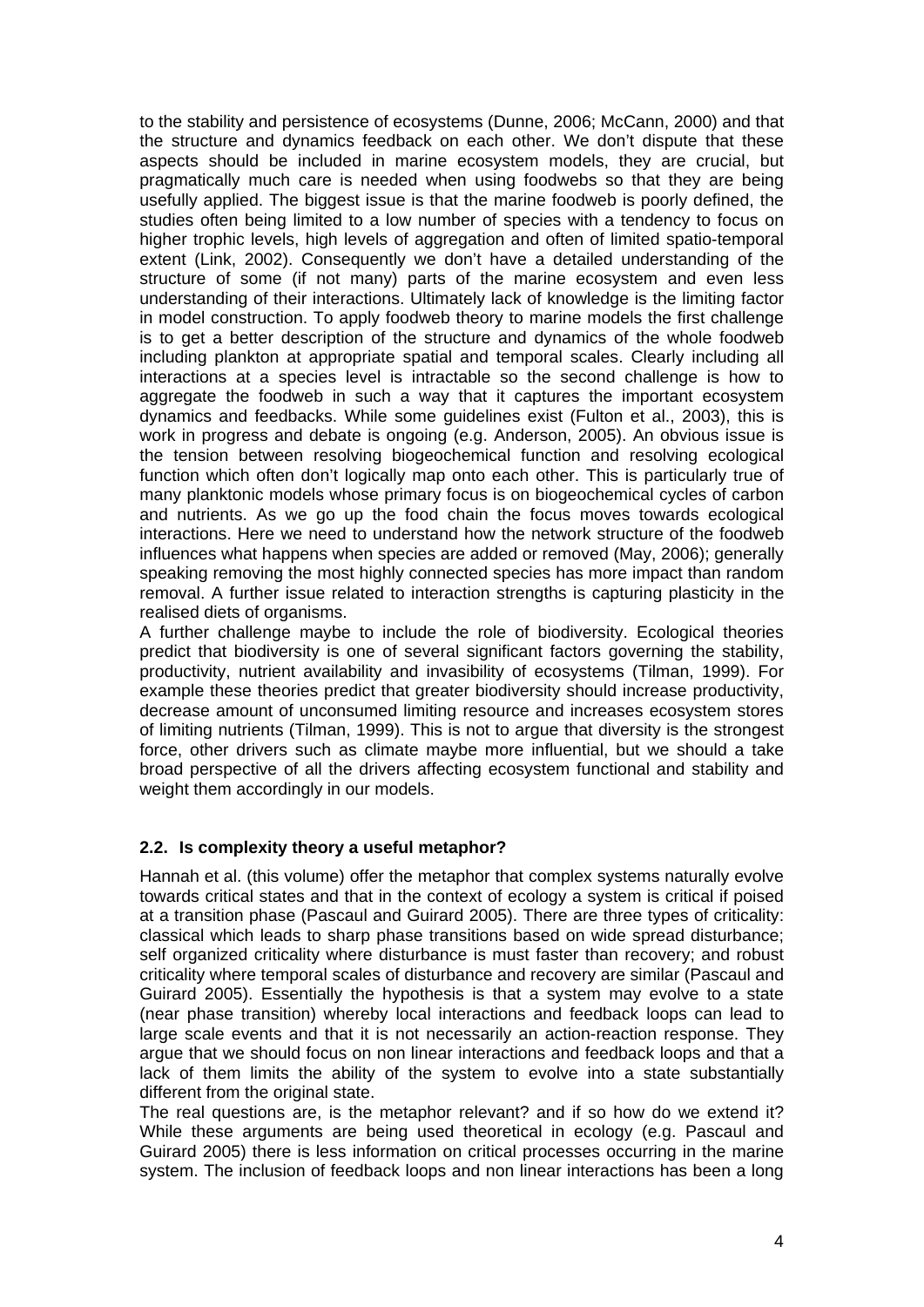to the stability and persistence of ecosystems (Dunne, 2006; McCann, 2000) and that the structure and dynamics feedback on each other. We don't dispute that these aspects should be included in marine ecosystem models, they are crucial, but pragmatically much care is needed when using foodwebs so that they are being usefully applied. The biggest issue is that the marine foodweb is poorly defined, the studies often being limited to a low number of species with a tendency to focus on higher trophic levels, high levels of aggregation and often of limited spatio-temporal extent (Link, 2002). Consequently we don't have a detailed understanding of the structure of some (if not many) parts of the marine ecosystem and even less understanding of their interactions. Ultimately lack of knowledge is the limiting factor in model construction. To apply foodweb theory to marine models the first challenge is to get a better description of the structure and dynamics of the whole foodweb including plankton at appropriate spatial and temporal scales. Clearly including all interactions at a species level is intractable so the second challenge is how to aggregate the foodweb in such a way that it captures the important ecosystem dynamics and feedbacks. While some guidelines exist (Fulton et al., 2003), this is work in progress and debate is ongoing (e.g. Anderson, 2005). An obvious issue is the tension between resolving biogeochemical function and resolving ecological function which often don't logically map onto each other. This is particularly true of many planktonic models whose primary focus is on biogeochemical cycles of carbon and nutrients. As we go up the food chain the focus moves towards ecological interactions. Here we need to understand how the network structure of the foodweb influences what happens when species are added or removed (May, 2006); generally speaking removing the most highly connected species has more impact than random removal. A further issue related to interaction strengths is capturing plasticity in the realised diets of organisms.

A further challenge maybe to include the role of biodiversity. Ecological theories predict that biodiversity is one of several significant factors governing the stability, productivity, nutrient availability and invasibility of ecosystems (Tilman, 1999). For example these theories predict that greater biodiversity should increase productivity, decrease amount of unconsumed limiting resource and increases ecosystem stores of limiting nutrients (Tilman, 1999). This is not to argue that diversity is the strongest force, other drivers such as climate maybe more influential, but we should a take broad perspective of all the drivers affecting ecosystem functional and stability and weight them accordingly in our models.

### 2.2. Is complexity theory a useful metaphor?

Hannah et al. (this volume) offer the metaphor that complex systems naturally evolve towards critical states and that in the context of ecology a system is critical if poised at a transition phase (Pascaul and Guirard 2005). There are three types of criticality: classical which leads to sharp phase transitions based on wide spread disturbance; self organized criticality where disturbance is must faster than recovery; and robust criticality where temporal scales of disturbance and recovery are similar (Pascaul and Guirard 2005). Essentially the hypothesis is that a system may evolve to a state (near phase transition) whereby local interactions and feedback loops can lead to large scale events and that it is not necessarily an action-reaction response. They argue that we should focus on non linear interactions and feedback loops and that a lack of them limits the ability of the system to evolve into a state substantially different from the original state.

The real questions are, is the metaphor relevant? and if so how do we extend it? While these arguments are being used theoretical in ecology (e.g. Pascaul and Guirard 2005) there is less information on critical processes occurring in the marine system. The inclusion of feedback loops and non linear interactions has been a long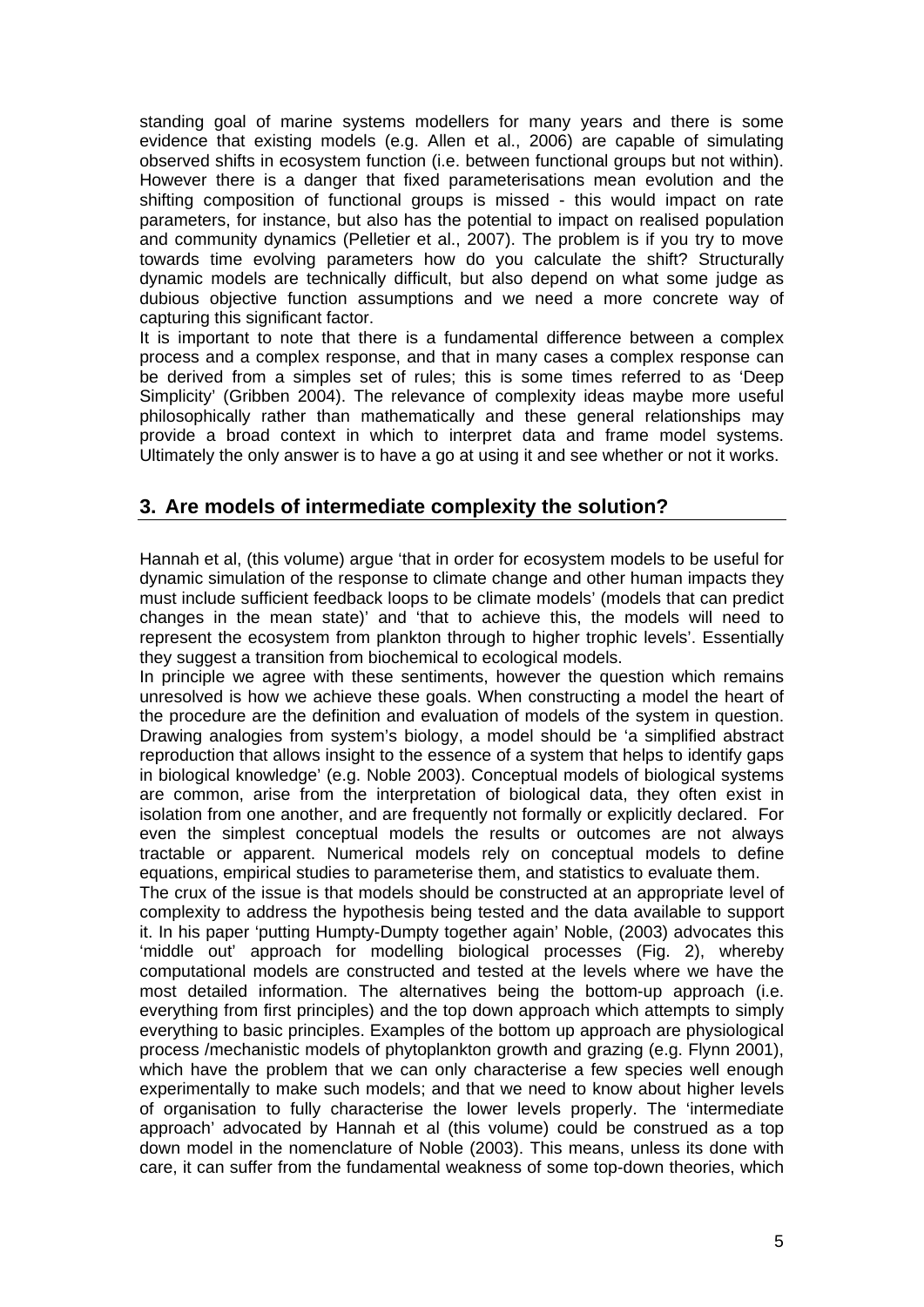standing goal of marine systems modellers for many years and there is some evidence that existing models (e.g. Allen et al., 2006) are capable of simulating observed shifts in ecosystem function (i.e. between functional groups but not within). However there is a danger that fixed parameterisations mean evolution and the shifting composition of functional groups is missed - this would impact on rate parameters, for instance, but also has the potential to impact on realised population and community dynamics (Pelletier et al., 2007). The problem is if you try to move towards time evolving parameters how do you calculate the shift? Structurally dynamic models are technically difficult, but also depend on what some judge as dubious objective function assumptions and we need a more concrete way of capturing this significant factor.

It is important to note that there is a fundamental difference between a complex process and a complex response, and that in many cases a complex response can be derived from a simples set of rules; this is some times referred to as 'Deep Simplicity' (Gribben 2004). The relevance of complexity ideas maybe more useful philosophically rather than mathematically and these general relationships may provide a broad context in which to interpret data and frame model systems. Ultimately the only answer is to have a go at using it and see whether or not it works.

## 3. Are models of intermediate complexity the solution?

Hannah et al, (this volume) argue 'that in order for ecosystem models to be useful for dynamic simulation of the response to climate change and other human impacts they must include sufficient feedback loops to be climate models' (models that can predict changes in the mean state)' and 'that to achieve this, the models will need to represent the ecosystem from plankton through to higher trophic levels'. Essentially they suggest a transition from biochemical to ecological models.

In principle we agree with these sentiments, however the question which remains unresolved is how we achieve these goals. When constructing a model the heart of the procedure are the definition and evaluation of models of the system in question. Drawing analogies from system's biology, a model should be 'a simplified abstract reproduction that allows insight to the essence of a system that helps to identify gaps in biological knowledge' (e.g. Noble 2003). Conceptual models of biological systems are common, arise from the interpretation of biological data, they often exist in isolation from one another, and are frequently not formally or explicitly declared. For even the simplest conceptual models the results or outcomes are not always tractable or apparent. Numerical models rely on conceptual models to define equations, empirical studies to parameterise them, and statistics to evaluate them.

The crux of the issue is that models should be constructed at an appropriate level of complexity to address the hypothesis being tested and the data available to support it. In his paper 'putting Humpty-Dumpty together again' Noble, (2003) advocates this 'middle out' approach for modelling biological processes (Fig. 2), whereby computational models are constructed and tested at the levels where we have the most detailed information. The alternatives being the bottom-up approach (i.e. everything from first principles) and the top down approach which attempts to simply everything to basic principles. Examples of the bottom up approach are physiological process /mechanistic models of phytoplankton growth and grazing (e.g. Flynn 2001), which have the problem that we can only characterise a few species well enough experimentally to make such models; and that we need to know about higher levels of organisation to fully characterise the lower levels properly. The 'intermediate approach' advocated by Hannah et al (this volume) could be construed as a top down model in the nomenclature of Noble (2003). This means, unless its done with care, it can suffer from the fundamental weakness of some top-down theories, which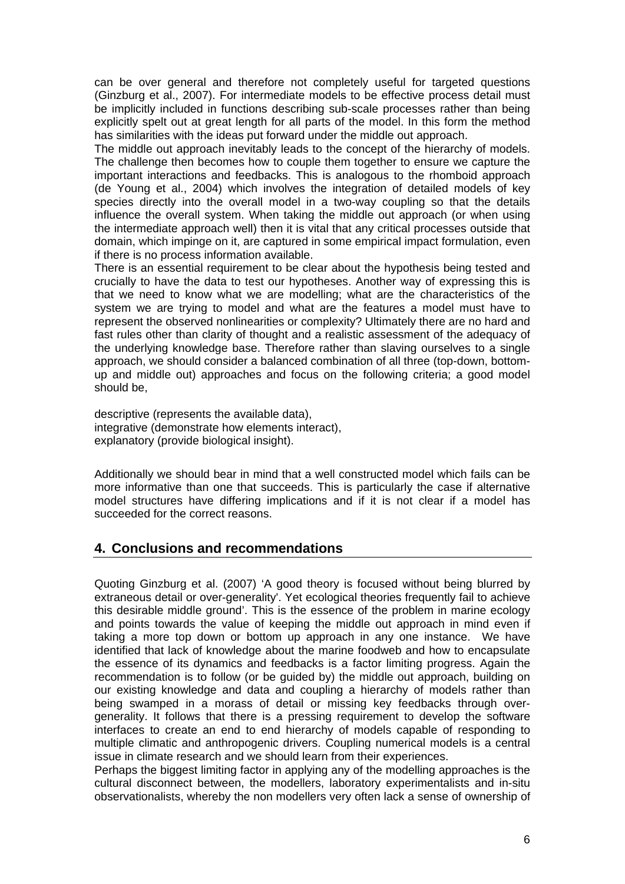can be over general and therefore not completely useful for targeted questions (Ginzburg et al., 2007). For intermediate models to be effective process detail must be implicitly included in functions describing sub-scale processes rather than being explicitly spelt out at great length for all parts of the model. In this form the method has similarities with the ideas put forward under the middle out approach.

The middle out approach inevitably leads to the concept of the hierarchy of models. The challenge then becomes how to couple them together to ensure we capture the important interactions and feedbacks. This is analogous to the rhomboid approach (de Young et al., 2004) which involves the integration of detailed models of key species directly into the overall model in a two-way coupling so that the details influence the overall system. When taking the middle out approach (or when using the intermediate approach well) then it is vital that any critical processes outside that domain, which impinge on it, are captured in some empirical impact formulation, even if there is no process information available.

There is an essential requirement to be clear about the hypothesis being tested and crucially to have the data to test our hypotheses. Another way of expressing this is that we need to know what we are modelling; what are the characteristics of the system we are trying to model and what are the features a model must have to represent the observed nonlinearities or complexity? Ultimately there are no hard and fast rules other than clarity of thought and a realistic assessment of the adequacy of the underlying knowledge base. Therefore rather than slaving ourselves to a single approach, we should consider a balanced combination of all three (top-down, bottom-up and middle out) approaches and focus on the following criteria; a good model should be,

descriptive (represents the available data),
integrative (demonstrate how elements interact),
explanatory (provide biological insight).

Additionally we should bear in mind that a well constructed model which fails can be more informative than one that succeeds. This is particularly the case if alternative model structures have differing implications and if it is not clear if a model has succeeded for the correct reasons.

## 4. Conclusions and recommendations

Quoting Ginzburg et al. (2007) 'A good theory is focused without being blurred by extraneous detail or over-generality'. Yet ecological theories frequently fail to achieve this desirable middle ground'. This is the essence of the problem in marine ecology and points towards the value of keeping the middle out approach in mind even if taking a more top down or bottom up approach in any one instance. We have identified that lack of knowledge about the marine foodweb and how to encapsulate the essence of its dynamics and feedbacks is a factor limiting progress. Again the recommendation is to follow (or be guided by) the middle out approach, building on our existing knowledge and data and coupling a hierarchy of models rather than being swamped in a morass of detail or missing key feedbacks through over-generality. It follows that there is a pressing requirement to develop the software interfaces to create an end to end hierarchy of models capable of responding to multiple climatic and anthropogenic drivers. Coupling numerical models is a central issue in climate research and we should learn from their experiences.

Perhaps the biggest limiting factor in applying any of the modelling approaches is the cultural disconnect between, the modellers, laboratory experimentalists and in-situ observationalists, whereby the non modellers very often lack a sense of ownership of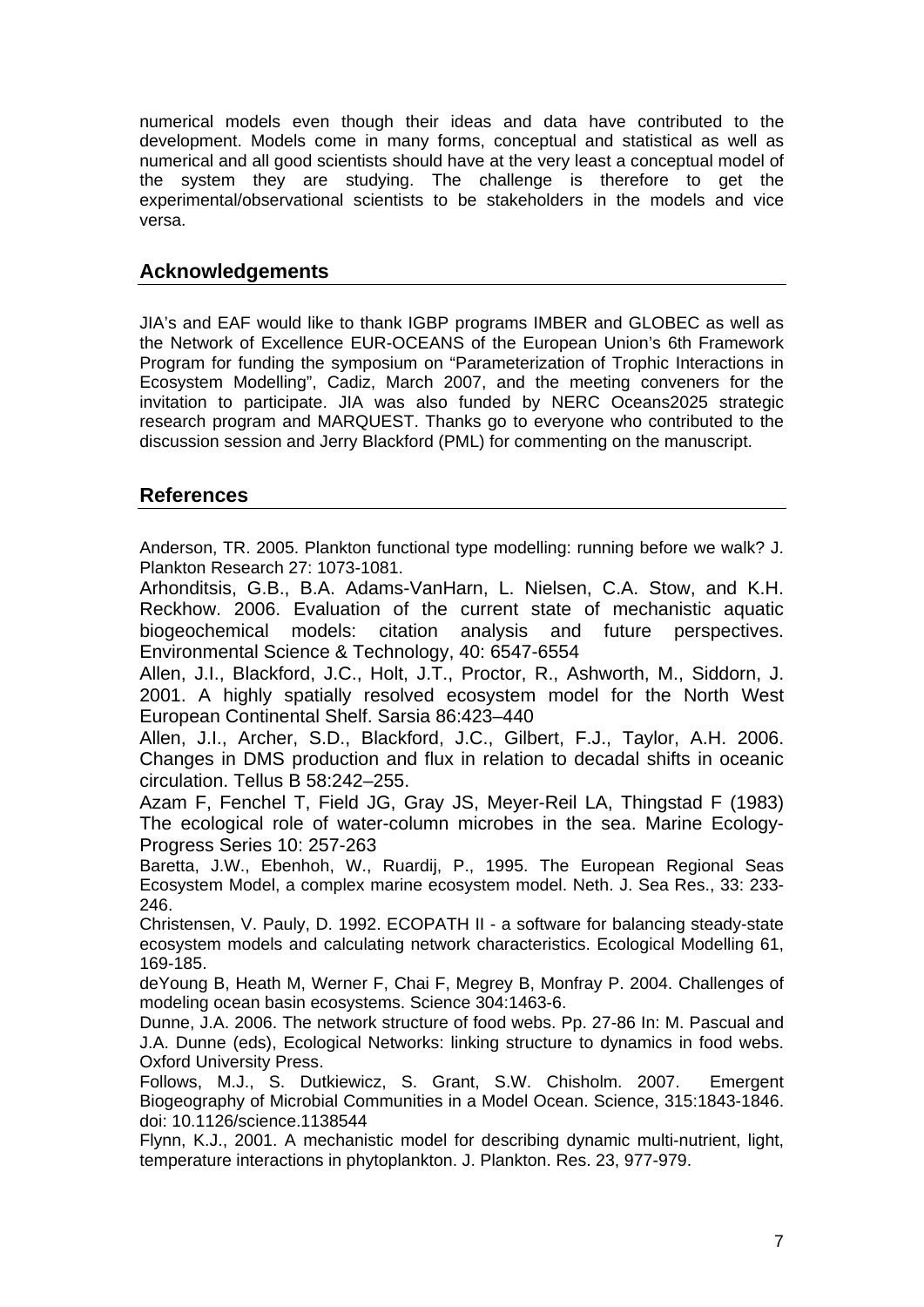numerical models even though their ideas and data have contributed to the development. Models come in many forms, conceptual and statistical as well as numerical and all good scientists should have at the very least a conceptual model of the system they are studying. The challenge is therefore to get the experimental/observational scientists to be stakeholders in the models and vice versa.

## Acknowledgements

JIA's and EAF would like to thank IGBP programs IMBER and GLOBEC as well as the Network of Excellence EUR-OCEANS of the European Union's 6th Framework Program for funding the symposium on "Parameterization of Trophic Interactions in Ecosystem Modelling", Cadiz, March 2007, and the meeting conveners for the invitation to participate. JIA was also funded by NERC Oceans2025 strategic research program and MARQUEST. Thanks go to everyone who contributed to the discussion session and Jerry Blackford (PML) for commenting on the manuscript.

## References

Anderson, TR. 2005. Plankton functional type modelling: running before we walk? J. Plankton Research 27: 1073-1081.

Arhonditsis, G.B., B.A. Adams-VanHarn, L. Nielsen, C.A. Stow, and K.H. Reckhow. 2006. Evaluation of the current state of mechanistic aquatic biogeochemical models: citation analysis and future perspectives. Environmental Science & Technology, 40: 6547-6554

Allen, J.I., Blackford, J.C., Holt, J.T., Proctor, R., Ashworth, M., Siddorn, J. 2001. A highly spatially resolved ecosystem model for the North West European Continental Shelf. Sarsia 86:423–440

Allen, J.I., Archer, S.D., Blackford, J.C., Gilbert, F.J., Taylor, A.H. 2006. Changes in DMS production and flux in relation to decadal shifts in oceanic circulation. Tellus B 58:242–255.

Azam F, Fenchel T, Field JG, Gray JS, Meyer-Reil LA, Thingstad F (1983) The ecological role of water-column microbes in the sea. Marine Ecology-Progress Series 10: 257-263

Baretta, J.W., Ebenhoh, W., Ruardij, P., 1995. The European Regional Seas Ecosystem Model, a complex marine ecosystem model. Neth. J. Sea Res., 33: 233-246.

Christensen, V. Pauly, D. 1992. ECOPATH II - a software for balancing steady-state ecosystem models and calculating network characteristics. Ecological Modelling 61, 169-185.

deYoung B, Heath M, Werner F, Chai F, Megrey B, Monfray P. 2004. Challenges of modeling ocean basin ecosystems. Science 304:1463-6.

Dunne, J.A. 2006. The network structure of food webs. Pp. 27-86 In: M. Pascual and J.A. Dunne (eds), Ecological Networks: linking structure to dynamics in food webs. Oxford University Press.

Follows, M.J., S. Dutkiewicz, S. Grant, S.W. Chisholm. 2007. Emergent Biogeography of Microbial Communities in a Model Ocean. Science, 315:1843-1846. doi: 10.1126/science.1138544

Flynn, K.J., 2001. A mechanistic model for describing dynamic multi-nutrient, light, temperature interactions in phytoplankton. J. Plankton. Res. 23, 977-979.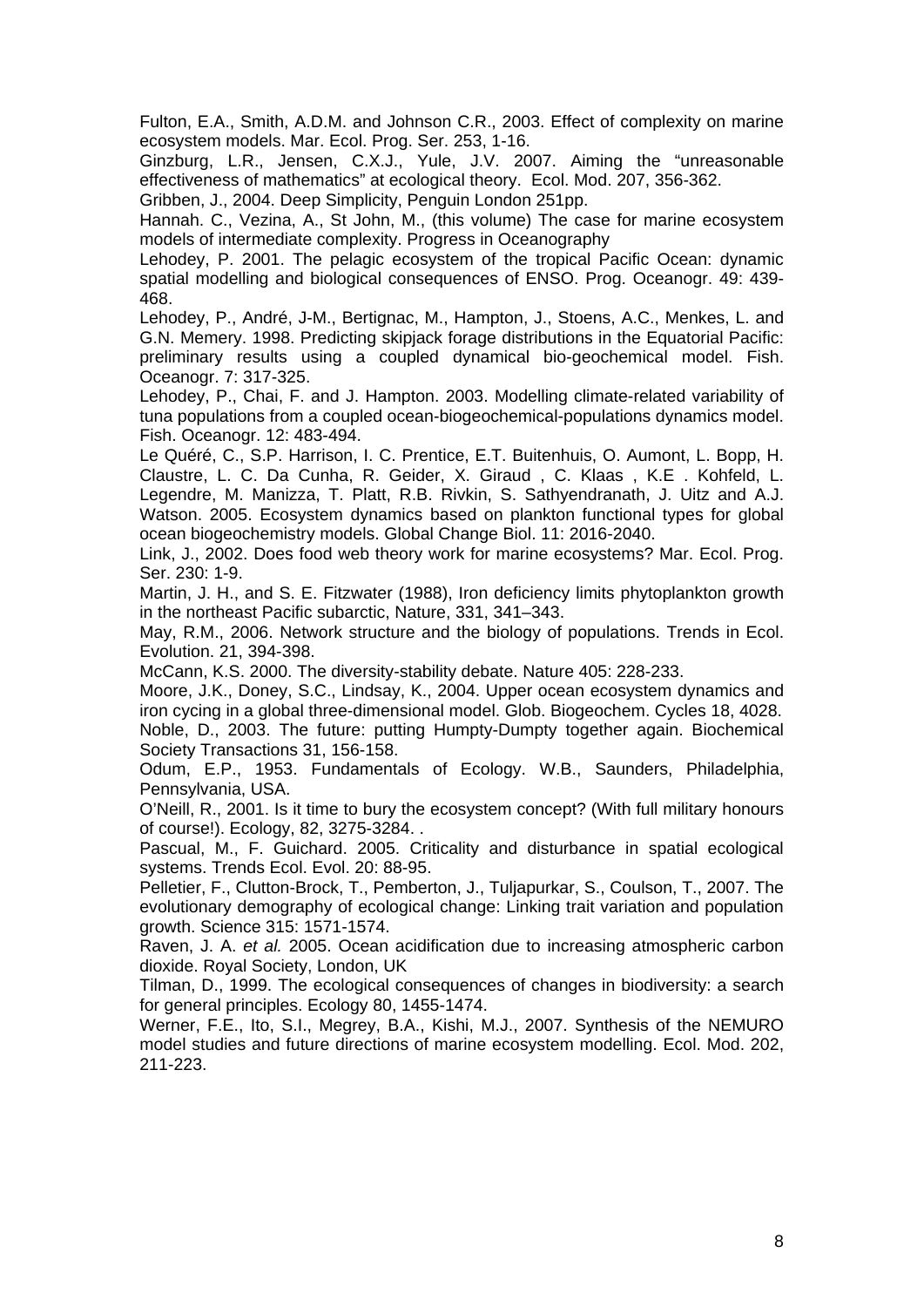Fulton, E.A., Smith, A.D.M. and Johnson C.R., 2003. Effect of complexity on marine ecosystem models. Mar. Ecol. Prog. Ser. 253, 1-16.

Ginzburg, L.R., Jensen, C.X.J., Yule, J.V. 2007. Aiming the "unreasonable effectiveness of mathematics" at ecological theory. Ecol. Mod. 207, 356-362.

Gribben, J., 2004. Deep Simplicity, Penguin London 251pp.

Hannah. C., Vezina, A., St John, M., (this volume) The case for marine ecosystem models of intermediate complexity. Progress in Oceanography

Lehodey, P. 2001. The pelagic ecosystem of the tropical Pacific Ocean: dynamic spatial modelling and biological consequences of ENSO. Prog. Oceanogr. 49: 439-468.

Lehodey, P., André, J-M., Bertignac, M., Hampton, J., Stoens, A.C., Menkes, L. and G.N. Memery. 1998. Predicting skipjack forage distributions in the Equatorial Pacific: preliminary results using a coupled dynamical bio-geochemical model. Fish. Oceanogr. 7: 317-325.

Lehodey, P., Chai, F. and J. Hampton. 2003. Modelling climate-related variability of tuna populations from a coupled ocean-biogeochemical-populations dynamics model. Fish. Oceanogr. 12: 483-494.

Le Quéré, C., S.P. Harrison, I. C. Prentice, E.T. Buitenhuis, O. Aumont, L. Bopp, H. Claustre, L. C. Da Cunha, R. Geider, X. Giraud , C. Klaas , K.E . Kohfeld, L. Legendre, M. Manizza, T. Platt, R.B. Rivkin, S. Sathyendranath, J. Uitz and A.J. Watson. 2005. Ecosystem dynamics based on plankton functional types for global ocean biogeochemistry models. Global Change Biol. 11: 2016-2040.

Link, J., 2002. Does food web theory work for marine ecosystems? Mar. Ecol. Prog. Ser. 230: 1-9.

Martin, J. H., and S. E. Fitzwater (1988), Iron deficiency limits phytoplankton growth in the northeast Pacific subarctic, Nature, 331, 341–343.

May, R.M., 2006. Network structure and the biology of populations. Trends in Ecol. Evolution. 21, 394-398.

McCann, K.S. 2000. The diversity-stability debate. Nature 405: 228-233.

Moore, J.K., Doney, S.C., Lindsay, K., 2004. Upper ocean ecosystem dynamics and iron cycing in a global three-dimensional model. Glob. Biogeochem. Cycles 18, 4028.

Noble, D., 2003. The future: putting Humpty-Dumpty together again. Biochemical Society Transactions 31, 156-158.

Odum, E.P., 1953. Fundamentals of Ecology. W.B., Saunders, Philadelphia, Pennsylvania, USA.

O'Neill, R., 2001. Is it time to bury the ecosystem concept? (With full military honours of course!). Ecology, 82, 3275-3284. .

Pascual, M., F. Guichard. 2005. Criticality and disturbance in spatial ecological systems. Trends Ecol. Evol. 20: 88-95.

Pelletier, F., Clutton-Brock, T., Pemberton, J., Tuljapurkar, S., Coulson, T., 2007. The evolutionary demography of ecological change: Linking trait variation and population growth. Science 315: 1571-1574.

Raven, J. A. *et al.* 2005. Ocean acidification due to increasing atmospheric carbon dioxide. Royal Society, London, UK

Tilman, D., 1999. The ecological consequences of changes in biodiversity: a search for general principles. Ecology 80, 1455-1474.

Werner, F.E., Ito, S.I., Megrey, B.A., Kishi, M.J., 2007. Synthesis of the NEMURO model studies and future directions of marine ecosystem modelling. Ecol. Mod. 202, 211-223.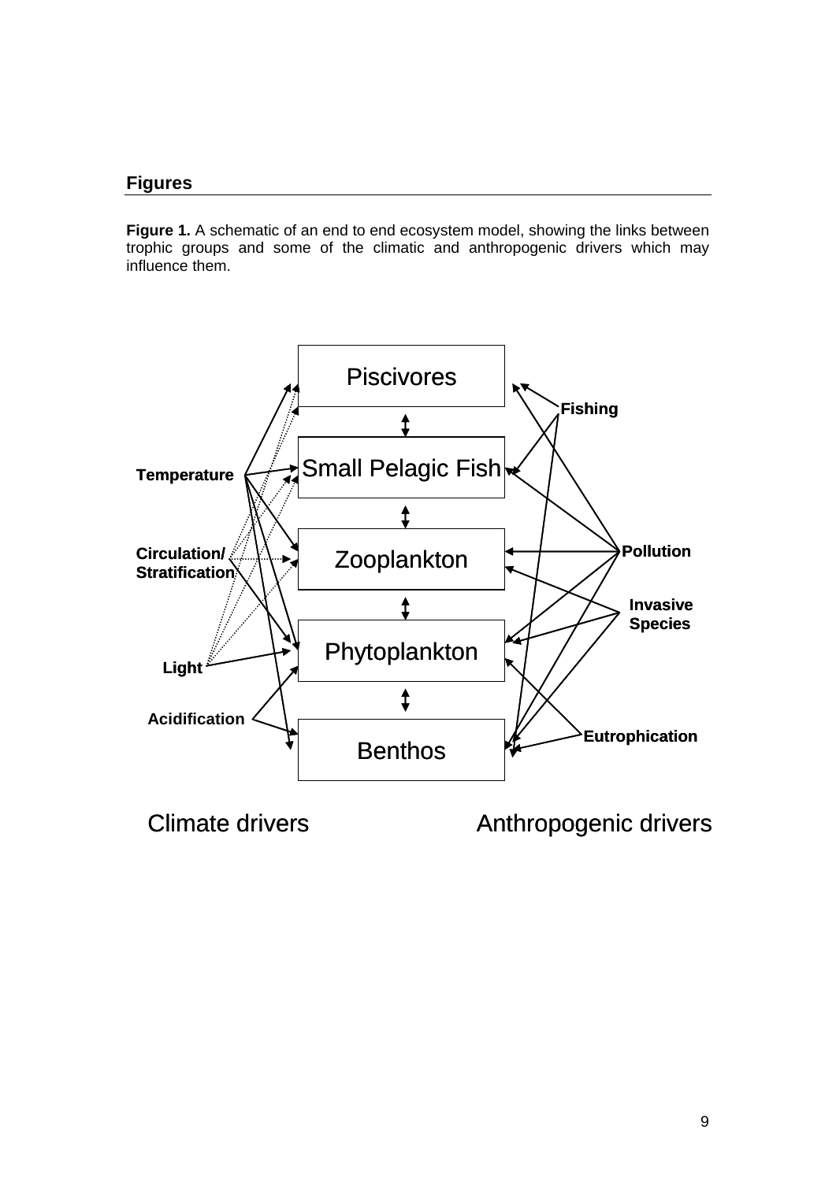## Figures

**Figure 1.** A schematic of an end to end ecosystem model, showing the links between trophic groups and some of the climatic and anthropogenic drivers which may influence them.

Piscivores

Small Pelagic Fish

Zooplankton

Phytoplankton

Benthos

**Temperature**

**Circulation/ Stratification**

**Light**

**Acidification**

**Fishing**

**Pollution**

**Invasive Species**

**Eutrophication**

Climate drivers

Anthropogenic drivers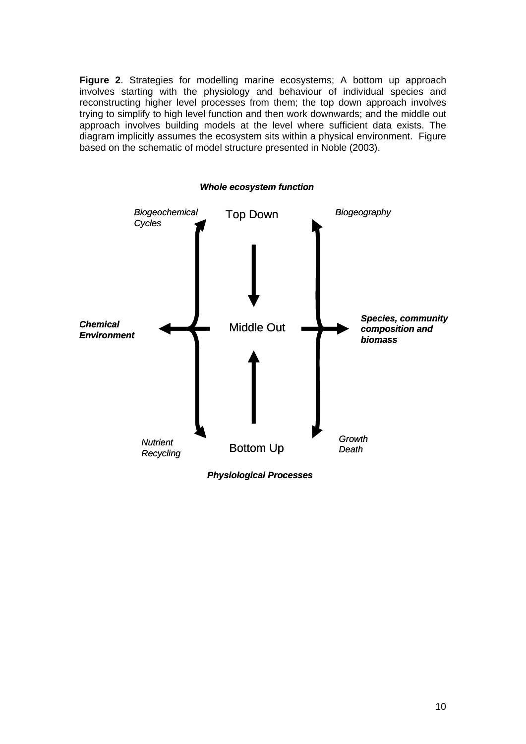**Figure 2**. Strategies for modelling marine ecosystems; A bottom up approach involves starting with the physiology and behaviour of individual species and reconstructing higher level processes from them; the top down approach involves trying to simplify to high level function and then work downwards; and the middle out approach involves building models at the level where sufficient data exists. The diagram implicitly assumes the ecosystem sits within a physical environment. Figure based on the schematic of model structure presented in Noble (2003).

***Whole ecosystem function***

*Biogeochemical Cycles*

Top Down

*Biogeography*

***Chemical Environment***

Middle Out

***Species, community composition and biomass***

*Nutrient Recycling*

Bottom Up

*Growth Death*

***Physiological Processes***